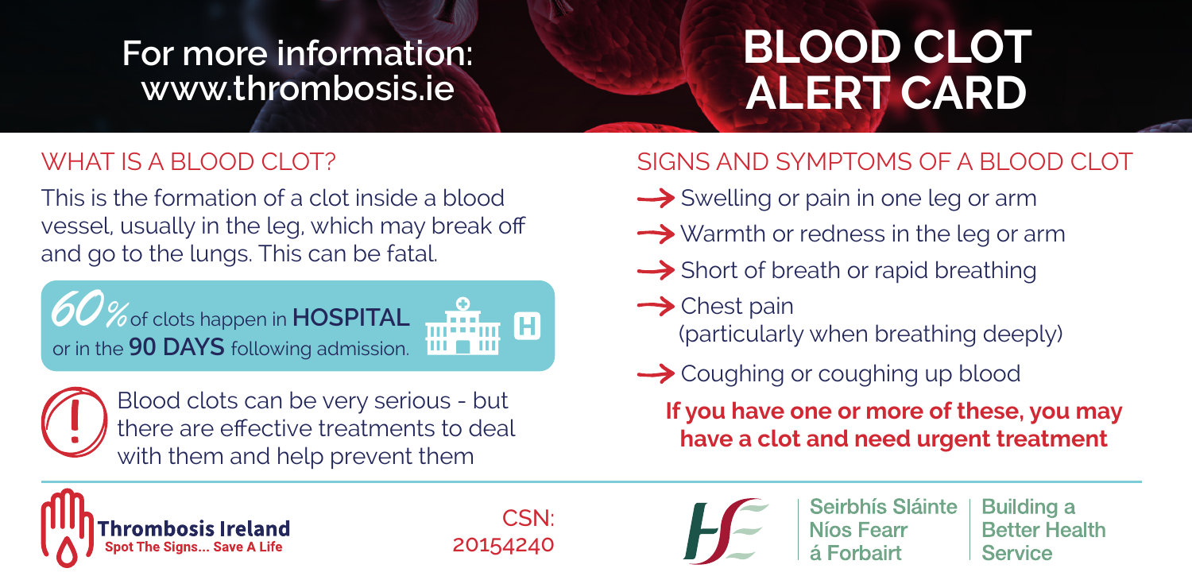For more information:
www.thrombosis.ie

# BLOOD CLOT ALERT CARD

## WHAT IS A BLOOD CLOT?

This is the formation of a clot inside a blood vessel, usually in the leg, which may break off and go to the lungs. This can be fatal.

**60%** of clots happen in **HOSPITAL** or in the **90 DAYS** following admission.

Blood clots can be very serious - but there are effective treatments to deal with them and help prevent them

## SIGNS AND SYMPTOMS OF A BLOOD CLOT

- Swelling or pain in one leg or arm
- Warmth or redness in the leg or arm
- Short of breath or rapid breathing
- Chest pain (particularly when breathing deeply)
- Coughing or coughing up blood

**If you have one or more of these, you may have a clot and need urgent treatment**

Thrombosis Ireland
Spot The Signs... Save A Life

CSN: 20154240

Seirbhís Sláinte Níos Fearr á Forbairt | Building a Better Health Service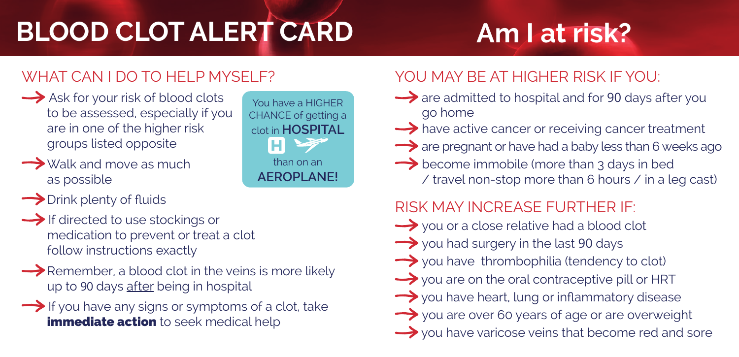# BLOOD CLOT ALERT CARD

## WHAT CAN I DO TO HELP MYSELF?

- Ask for your risk of blood clots to be assessed, especially if you are in one of the higher risk groups listed opposite
- Walk and move as much as possible
- Drink plenty of fluids
- If directed to use stockings or medication to prevent or treat a clot follow instructions exactly
- Remember, a blood clot in the veins is more likely up to 90 days after being in hospital
- If you have any signs or symptoms of a clot, take **immediate action** to seek medical help

You have a HIGHER CHANCE of getting a clot in **HOSPITAL** than on an **AEROPLANE!**

# Am I at risk?

## YOU MAY BE AT HIGHER RISK IF YOU:

- are admitted to hospital and for 90 days after you go home
- have active cancer or receiving cancer treatment
- are pregnant or have had a baby less than 6 weeks ago
- become immobile (more than 3 days in bed / travel non-stop more than 6 hours / in a leg cast)

## RISK MAY INCREASE FURTHER IF:

- you or a close relative had a blood clot
- you had surgery in the last 90 days
- you have thrombophilia (tendency to clot)
- you are on the oral contraceptive pill or HRT
- you have heart, lung or inflammatory disease
- you are over 60 years of age or are overweight
- you have varicose veins that become red and sore